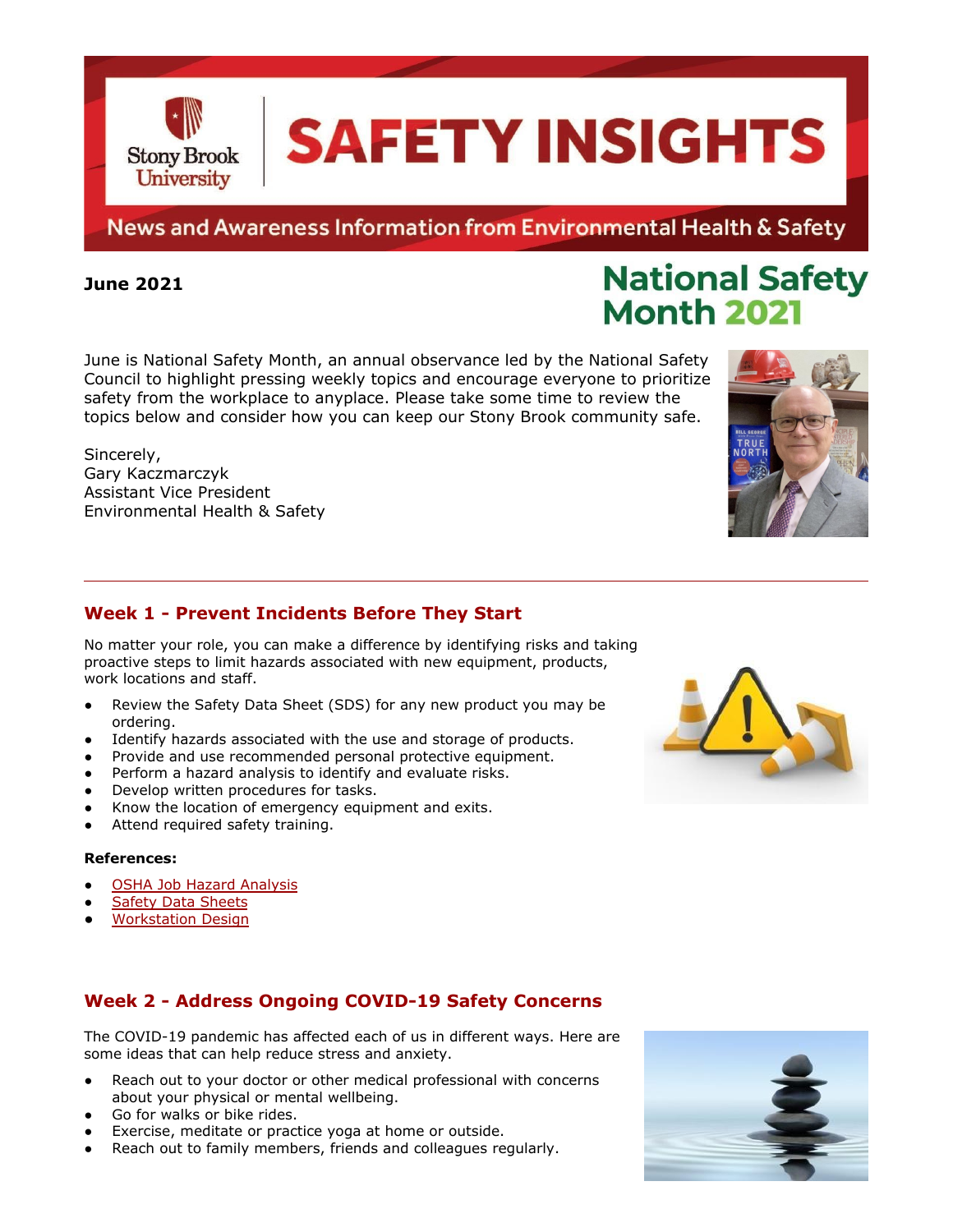# SAFETY INSIGHTS

News and Awareness Information from Environmental Health & Safety

**June 2021**

## National Safety Month 2021

June is National Safety Month, an annual observance led by the National Safety Council to highlight pressing weekly topics and encourage everyone to prioritize safety from the workplace to anyplace. Please take some time to review the topics below and consider how you can keep our Stony Brook community safe.

Sincerely,
Gary Kaczmarczyk
Assistant Vice President
Environmental Health & Safety

---

## Week 1 - Prevent Incidents Before They Start

No matter your role, you can make a difference by identifying risks and taking proactive steps to limit hazards associated with new equipment, products, work locations and staff.

- Review the Safety Data Sheet (SDS) for any new product you may be ordering.
- Identify hazards associated with the use and storage of products.
- Provide and use recommended personal protective equipment.
- Perform a hazard analysis to identify and evaluate risks.
- Develop written procedures for tasks.
- Know the location of emergency equipment and exits.
- Attend required safety training.

**References:**

- OSHA Job Hazard Analysis
- Safety Data Sheets
- Workstation Design

## Week 2 - Address Ongoing COVID-19 Safety Concerns

The COVID-19 pandemic has affected each of us in different ways. Here are some ideas that can help reduce stress and anxiety.

- Reach out to your doctor or other medical professional with concerns about your physical or mental wellbeing.
- Go for walks or bike rides.
- Exercise, meditate or practice yoga at home or outside.
- Reach out to family members, friends and colleagues regularly.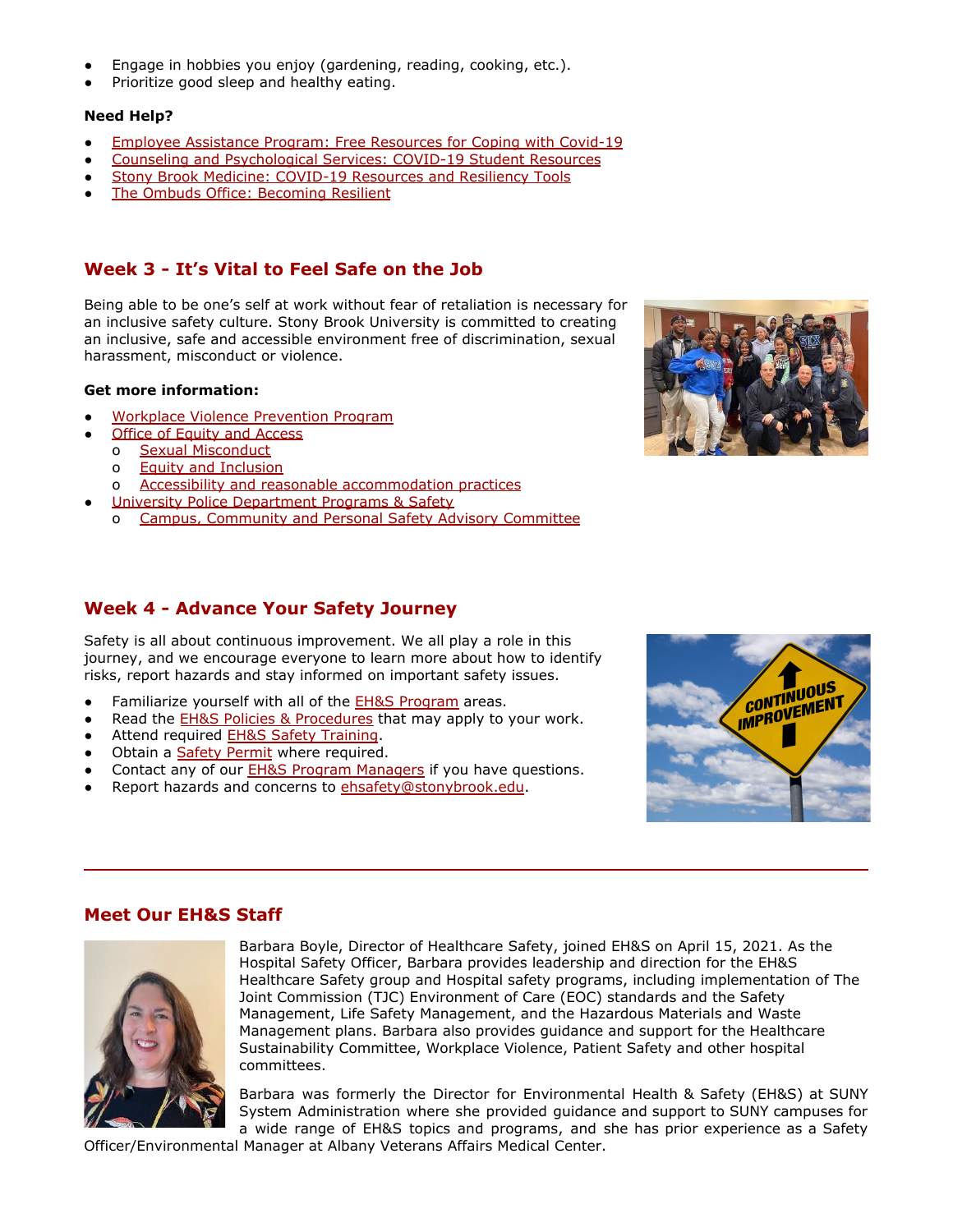- Engage in hobbies you enjoy (gardening, reading, cooking, etc.).
- Prioritize good sleep and healthy eating.

**Need Help?**

- Employee Assistance Program: Free Resources for Coping with Covid-19
- Counseling and Psychological Services: COVID-19 Student Resources
- Stony Brook Medicine: COVID-19 Resources and Resiliency Tools
- The Ombuds Office: Becoming Resilient

## Week 3 - It's Vital to Feel Safe on the Job

Being able to be one's self at work without fear of retaliation is necessary for an inclusive safety culture. Stony Brook University is committed to creating an inclusive, safe and accessible environment free of discrimination, sexual harassment, misconduct or violence.

**Get more information:**

- Workplace Violence Prevention Program
- Office of Equity and Access
  - Sexual Misconduct
  - Equity and Inclusion
  - Accessibility and reasonable accommodation practices
- University Police Department Programs & Safety
  - Campus, Community and Personal Safety Advisory Committee

## Week 4 - Advance Your Safety Journey

Safety is all about continuous improvement. We all play a role in this journey, and we encourage everyone to learn more about how to identify risks, report hazards and stay informed on important safety issues.

- Familiarize yourself with all of the EH&S Program areas.
- Read the EH&S Policies & Procedures that may apply to your work.
- Attend required EH&S Safety Training.
- Obtain a Safety Permit where required.
- Contact any of our EH&S Program Managers if you have questions.
- Report hazards and concerns to ehsafety@stonybrook.edu.

---

## Meet Our EH&S Staff

Barbara Boyle, Director of Healthcare Safety, joined EH&S on April 15, 2021. As the Hospital Safety Officer, Barbara provides leadership and direction for the EH&S Healthcare Safety group and Hospital safety programs, including implementation of The Joint Commission (TJC) Environment of Care (EOC) standards and the Safety Management, Life Safety Management, and the Hazardous Materials and Waste Management plans. Barbara also provides guidance and support for the Healthcare Sustainability Committee, Workplace Violence, Patient Safety and other hospital committees.

Barbara was formerly the Director for Environmental Health & Safety (EH&S) at SUNY System Administration where she provided guidance and support to SUNY campuses for a wide range of EH&S topics and programs, and she has prior experience as a Safety Officer/Environmental Manager at Albany Veterans Affairs Medical Center.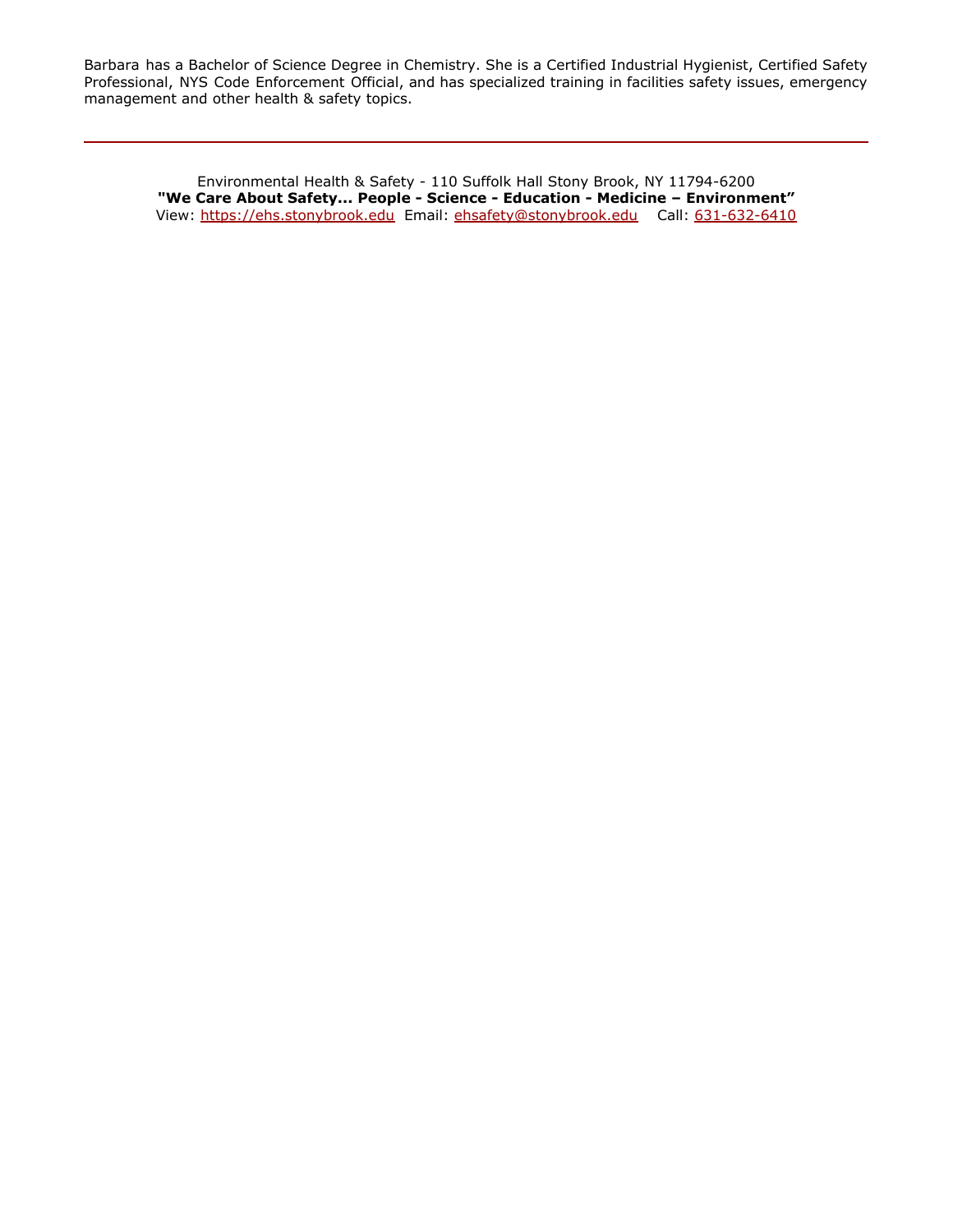Barbara has a Bachelor of Science Degree in Chemistry. She is a Certified Industrial Hygienist, Certified Safety Professional, NYS Code Enforcement Official, and has specialized training in facilities safety issues, emergency management and other health & safety topics.

---

Environmental Health & Safety - 110 Suffolk Hall Stony Brook, NY 11794-6200
**"We Care About Safety... People - Science - Education - Medicine – Environment"**
View: https://ehs.stonybrook.edu Email: ehsafety@stonybrook.edu Call: 631-632-6410